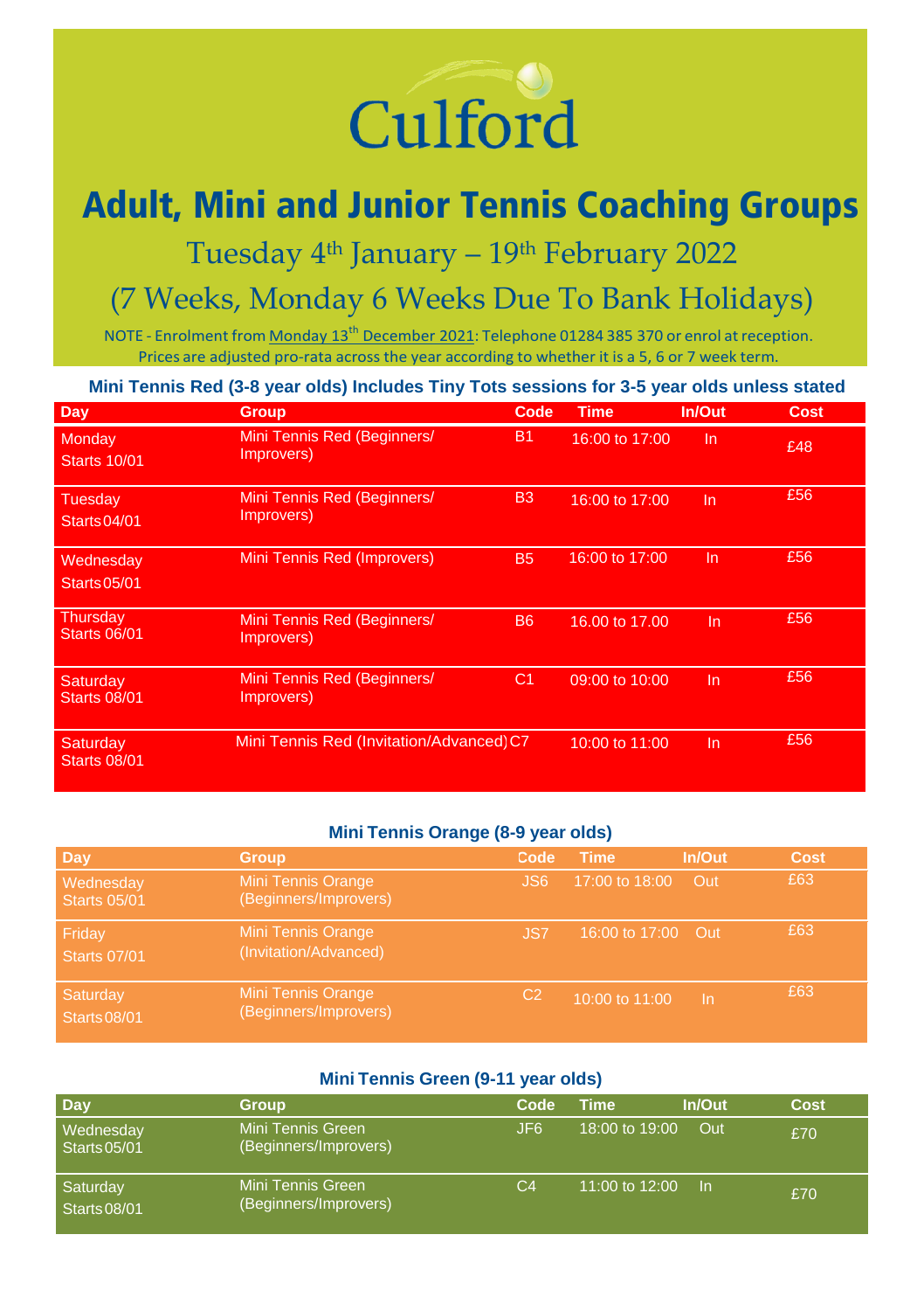# Culford

# Adult, Mini and Junior Tennis Coaching Groups

## Tuesday 4th January – 19th February 2022

## (7 Weeks, Monday 6 Weeks Due To Bank Holidays)

NOTE - Enrolment from Monday 13th December 2021: Telephone 01284 385 370 or enrol at reception.
Prices are adjusted pro-rata across the year according to whether it is a 5, 6 or 7 week term.

### Mini Tennis Red (3-8 year olds) Includes Tiny Tots sessions for 3-5 year olds unless stated

| Day | Group | Code | Time | In/Out | Cost |
|---|---|---|---|---|---|
| Monday Starts 10/01 | Mini Tennis Red (Beginners/ Improvers) | B1 | 16:00 to 17:00 | In | £48 |
| Tuesday Starts 04/01 | Mini Tennis Red (Beginners/ Improvers) | B3 | 16:00 to 17:00 | In | £56 |
| Wednesday Starts 05/01 | Mini Tennis Red (Improvers) | B5 | 16:00 to 17:00 | In | £56 |
| Thursday Starts 06/01 | Mini Tennis Red (Beginners/ Improvers) | B6 | 16.00 to 17.00 | In | £56 |
| Saturday Starts 08/01 | Mini Tennis Red (Beginners/ Improvers) | C1 | 09:00 to 10:00 | In | £56 |
| Saturday Starts 08/01 | Mini Tennis Red (Invitation/Advanced) | C7 | 10:00 to 11:00 | In | £56 |

### Mini Tennis Orange (8-9 year olds)

| Day | Group | Code | Time | In/Out | Cost |
|---|---|---|---|---|---|
| Wednesday Starts 05/01 | Mini Tennis Orange (Beginners/Improvers) | JS6 | 17:00 to 18:00 | Out | £63 |
| Friday Starts 07/01 | Mini Tennis Orange (Invitation/Advanced) | JS7 | 16:00 to 17:00 | Out | £63 |
| Saturday Starts 08/01 | Mini Tennis Orange (Beginners/Improvers) | C2 | 10:00 to 11:00 | In | £63 |

### Mini Tennis Green (9-11 year olds)

| Day | Group | Code | Time | In/Out | Cost |
|---|---|---|---|---|---|
| Wednesday Starts 05/01 | Mini Tennis Green (Beginners/Improvers) | JF6 | 18:00 to 19:00 | Out | £70 |
| Saturday Starts 08/01 | Mini Tennis Green (Beginners/Improvers) | C4 | 11:00 to 12:00 | In | £70 |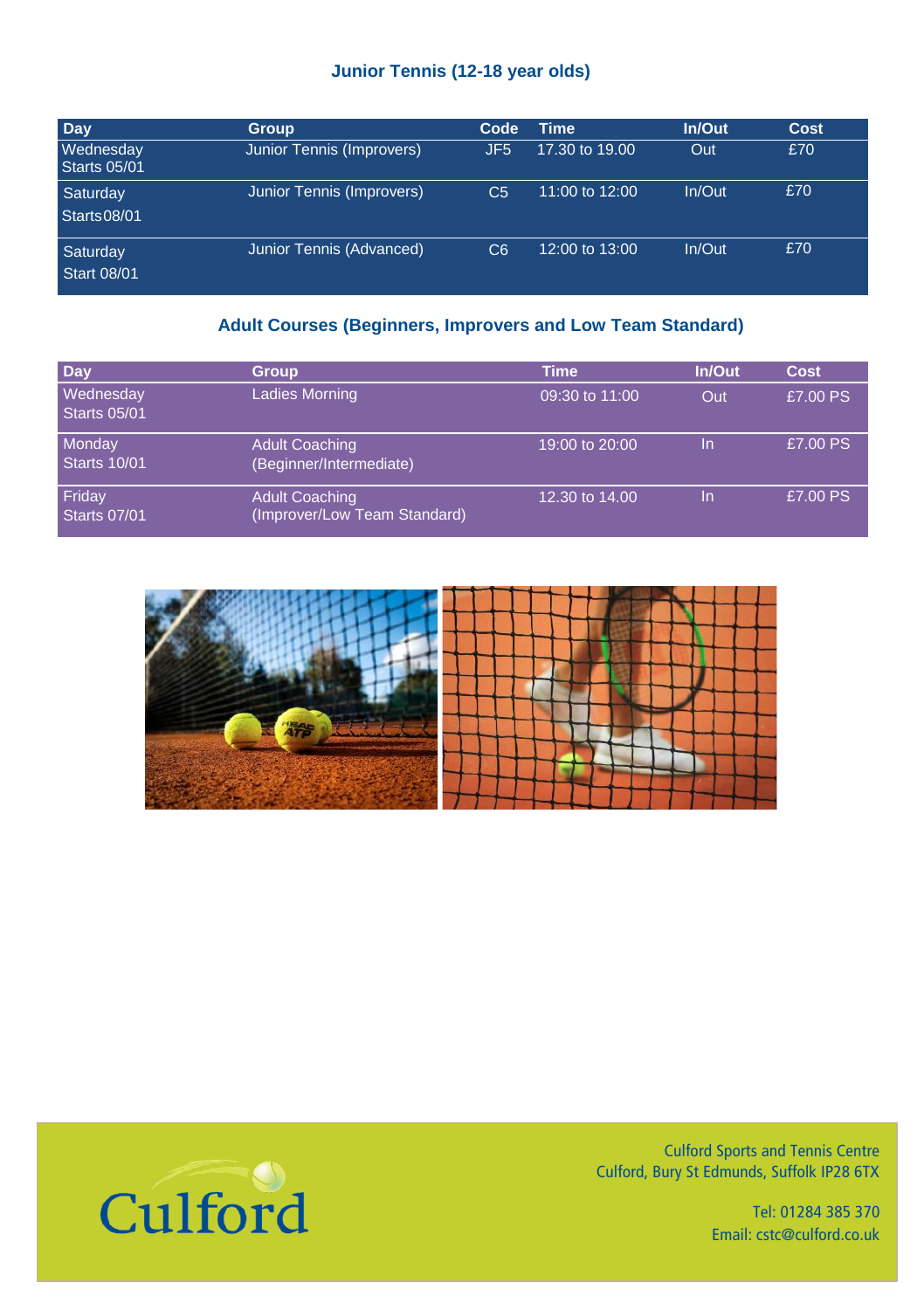## Junior Tennis (12-18 year olds)

| Day | Group | Code | Time | In/Out | Cost |
|---|---|---|---|---|---|
| Wednesday Starts 05/01 | Junior Tennis (Improvers) | JF5 | 17.30 to 19.00 | Out | £70 |
| Saturday Starts08/01 | Junior Tennis (Improvers) | C5 | 11:00 to 12:00 | In/Out | £70 |
| Saturday Start 08/01 | Junior Tennis (Advanced) | C6 | 12:00 to 13:00 | In/Out | £70 |

## Adult Courses (Beginners, Improvers and Low Team Standard)

| Day | Group | Time | In/Out | Cost |
|---|---|---|---|---|
| Wednesday Starts 05/01 | Ladies Morning | 09:30 to 11:00 | Out | £7.00 PS |
| Monday Starts 10/01 | Adult Coaching (Beginner/Intermediate) | 19:00 to 20:00 | In | £7.00 PS |
| Friday Starts 07/01 | Adult Coaching (Improver/Low Team Standard) | 12.30 to 14.00 | In | £7.00 PS |

Culford

Culford Sports and Tennis Centre
Culford, Bury St Edmunds, Suffolk IP28 6TX

Tel: 01284 385 370
Email: cstc@culford.co.uk